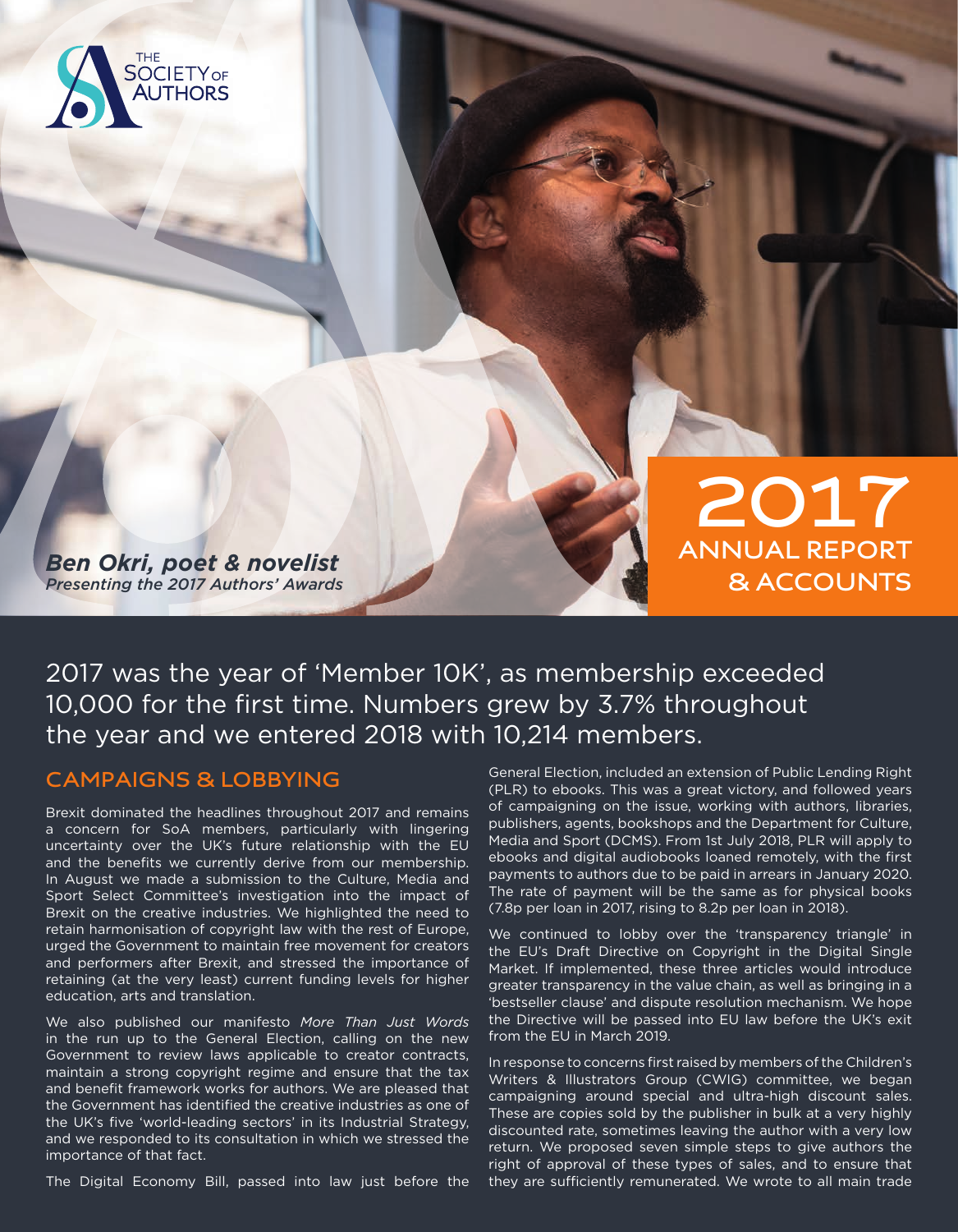THE SOCIETY OF AUTHORS

***Ben Okri, poet & novelist***
*Presenting the 2017 Authors' Awards*

# 2017 ANNUAL REPORT & ACCOUNTS

2017 was the year of 'Member 10K', as membership exceeded 10,000 for the first time. Numbers grew by 3.7% throughout the year and we entered 2018 with 10,214 members.

## CAMPAIGNS & LOBBYING

Brexit dominated the headlines throughout 2017 and remains a concern for SoA members, particularly with lingering uncertainty over the UK's future relationship with the EU and the benefits we currently derive from our membership. In August we made a submission to the Culture, Media and Sport Select Committee's investigation into the impact of Brexit on the creative industries. We highlighted the need to retain harmonisation of copyright law with the rest of Europe, urged the Government to maintain free movement for creators and performers after Brexit, and stressed the importance of retaining (at the very least) current funding levels for higher education, arts and translation.

We also published our manifesto *More Than Just Words* in the run up to the General Election, calling on the new Government to review laws applicable to creator contracts, maintain a strong copyright regime and ensure that the tax and benefit framework works for authors. We are pleased that the Government has identified the creative industries as one of the UK's five 'world-leading sectors' in its Industrial Strategy, and we responded to its consultation in which we stressed the importance of that fact.

The Digital Economy Bill, passed into law just before the General Election, included an extension of Public Lending Right (PLR) to ebooks. This was a great victory, and followed years of campaigning on the issue, working with authors, libraries, publishers, agents, bookshops and the Department for Culture, Media and Sport (DCMS). From 1st July 2018, PLR will apply to ebooks and digital audiobooks loaned remotely, with the first payments to authors due to be paid in arrears in January 2020. The rate of payment will be the same as for physical books (7.8p per loan in 2017, rising to 8.2p per loan in 2018).

We continued to lobby over the 'transparency triangle' in the EU's Draft Directive on Copyright in the Digital Single Market. If implemented, these three articles would introduce greater transparency in the value chain, as well as bringing in a 'bestseller clause' and dispute resolution mechanism. We hope the Directive will be passed into EU law before the UK's exit from the EU in March 2019.

In response to concerns first raised by members of the Children's Writers & Illustrators Group (CWIG) committee, we began campaigning around special and ultra-high discount sales. These are copies sold by the publisher in bulk at a very highly discounted rate, sometimes leaving the author with a very low return. We proposed seven simple steps to give authors the right of approval of these types of sales, and to ensure that they are sufficiently remunerated. We wrote to all main trade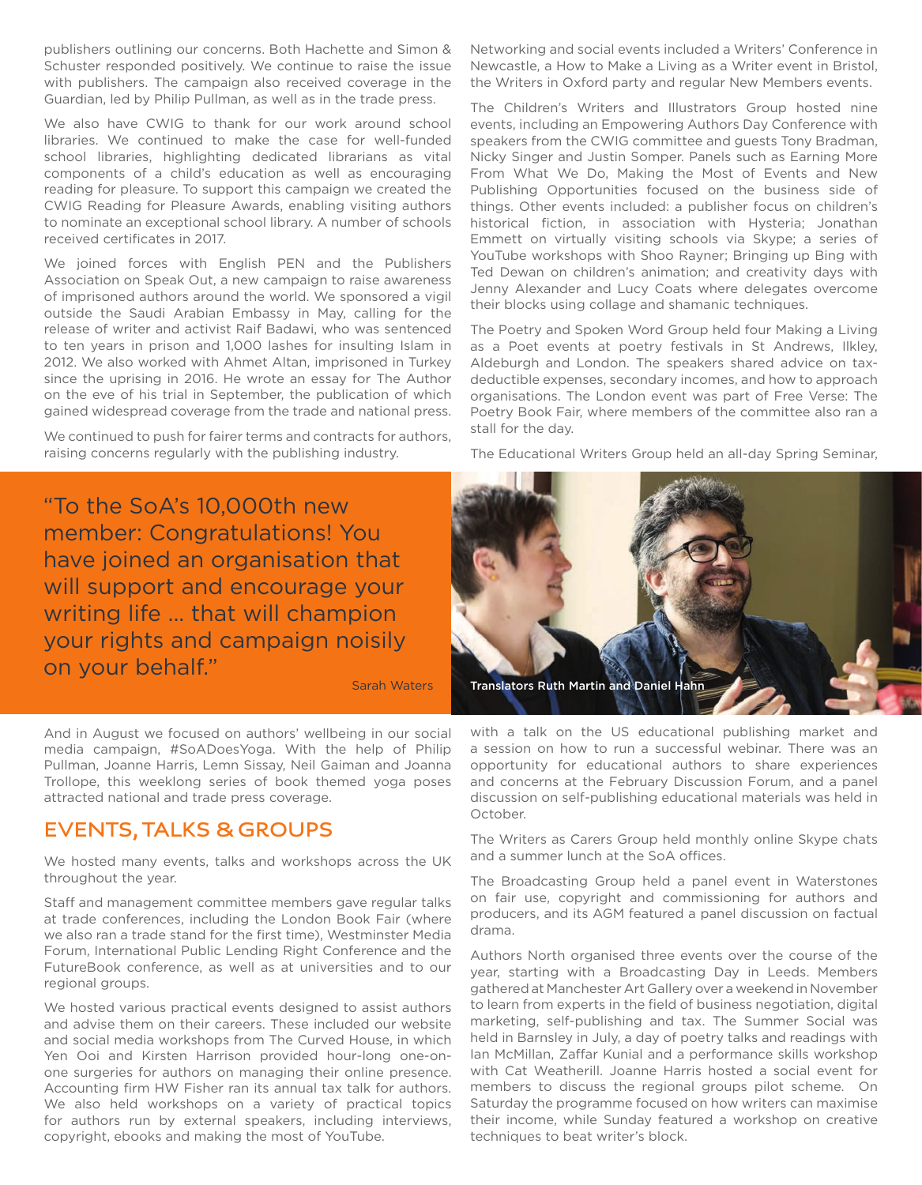publishers outlining our concerns. Both Hachette and Simon & Schuster responded positively. We continue to raise the issue with publishers. The campaign also received coverage in the Guardian, led by Philip Pullman, as well as in the trade press.

We also have CWIG to thank for our work around school libraries. We continued to make the case for well-funded school libraries, highlighting dedicated librarians as vital components of a child's education as well as encouraging reading for pleasure. To support this campaign we created the CWIG Reading for Pleasure Awards, enabling visiting authors to nominate an exceptional school library. A number of schools received certificates in 2017.

We joined forces with English PEN and the Publishers Association on Speak Out, a new campaign to raise awareness of imprisoned authors around the world. We sponsored a vigil outside the Saudi Arabian Embassy in May, calling for the release of writer and activist Raif Badawi, who was sentenced to ten years in prison and 1,000 lashes for insulting Islam in 2012. We also worked with Ahmet Altan, imprisoned in Turkey since the uprising in 2016. He wrote an essay for The Author on the eve of his trial in September, the publication of which gained widespread coverage from the trade and national press.

We continued to push for fairer terms and contracts for authors, raising concerns regularly with the publishing industry.

> "To the SoA's 10,000th new member: Congratulations! You have joined an organisation that will support and encourage your writing life … that will champion your rights and campaign noisily on your behalf."
>
> Sarah Waters

Translators Ruth Martin and Daniel Hahn

And in August we focused on authors' wellbeing in our social media campaign, #SoADoesYoga. With the help of Philip Pullman, Joanne Harris, Lemn Sissay, Neil Gaiman and Joanna Trollope, this weeklong series of book themed yoga poses attracted national and trade press coverage.

## EVENTS, TALKS & GROUPS

We hosted many events, talks and workshops across the UK throughout the year.

Staff and management committee members gave regular talks at trade conferences, including the London Book Fair (where we also ran a trade stand for the first time), Westminster Media Forum, International Public Lending Right Conference and the FutureBook conference, as well as at universities and to our regional groups.

We hosted various practical events designed to assist authors and advise them on their careers. These included our website and social media workshops from The Curved House, in which Yen Ooi and Kirsten Harrison provided hour-long one-on-one surgeries for authors on managing their online presence. Accounting firm HW Fisher ran its annual tax talk for authors. We also held workshops on a variety of practical topics for authors run by external speakers, including interviews, copyright, ebooks and making the most of YouTube.

Networking and social events included a Writers' Conference in Newcastle, a How to Make a Living as a Writer event in Bristol, the Writers in Oxford party and regular New Members events.

The Children's Writers and Illustrators Group hosted nine events, including an Empowering Authors Day Conference with speakers from the CWIG committee and guests Tony Bradman, Nicky Singer and Justin Somper. Panels such as Earning More From What We Do, Making the Most of Events and New Publishing Opportunities focused on the business side of things. Other events included: a publisher focus on children's historical fiction, in association with Hysteria; Jonathan Emmett on virtually visiting schools via Skype; a series of YouTube workshops with Shoo Rayner; Bringing up Bing with Ted Dewan on children's animation; and creativity days with Jenny Alexander and Lucy Coats where delegates overcome their blocks using collage and shamanic techniques.

The Poetry and Spoken Word Group held four Making a Living as a Poet events at poetry festivals in St Andrews, Ilkley, Aldeburgh and London. The speakers shared advice on tax-deductible expenses, secondary incomes, and how to approach organisations. The London event was part of Free Verse: The Poetry Book Fair, where members of the committee also ran a stall for the day.

The Educational Writers Group held an all-day Spring Seminar, with a talk on the US educational publishing market and a session on how to run a successful webinar. There was an opportunity for educational authors to share experiences and concerns at the February Discussion Forum, and a panel discussion on self-publishing educational materials was held in October.

The Writers as Carers Group held monthly online Skype chats and a summer lunch at the SoA offices.

The Broadcasting Group held a panel event in Waterstones on fair use, copyright and commissioning for authors and producers, and its AGM featured a panel discussion on factual drama.

Authors North organised three events over the course of the year, starting with a Broadcasting Day in Leeds. Members gathered at Manchester Art Gallery over a weekend in November to learn from experts in the field of business negotiation, digital marketing, self-publishing and tax. The Summer Social was held in Barnsley in July, a day of poetry talks and readings with Ian McMillan, Zaffar Kunial and a performance skills workshop with Cat Weatherill. Joanne Harris hosted a social event for members to discuss the regional groups pilot scheme. On Saturday the programme focused on how writers can maximise their income, while Sunday featured a workshop on creative techniques to beat writer's block.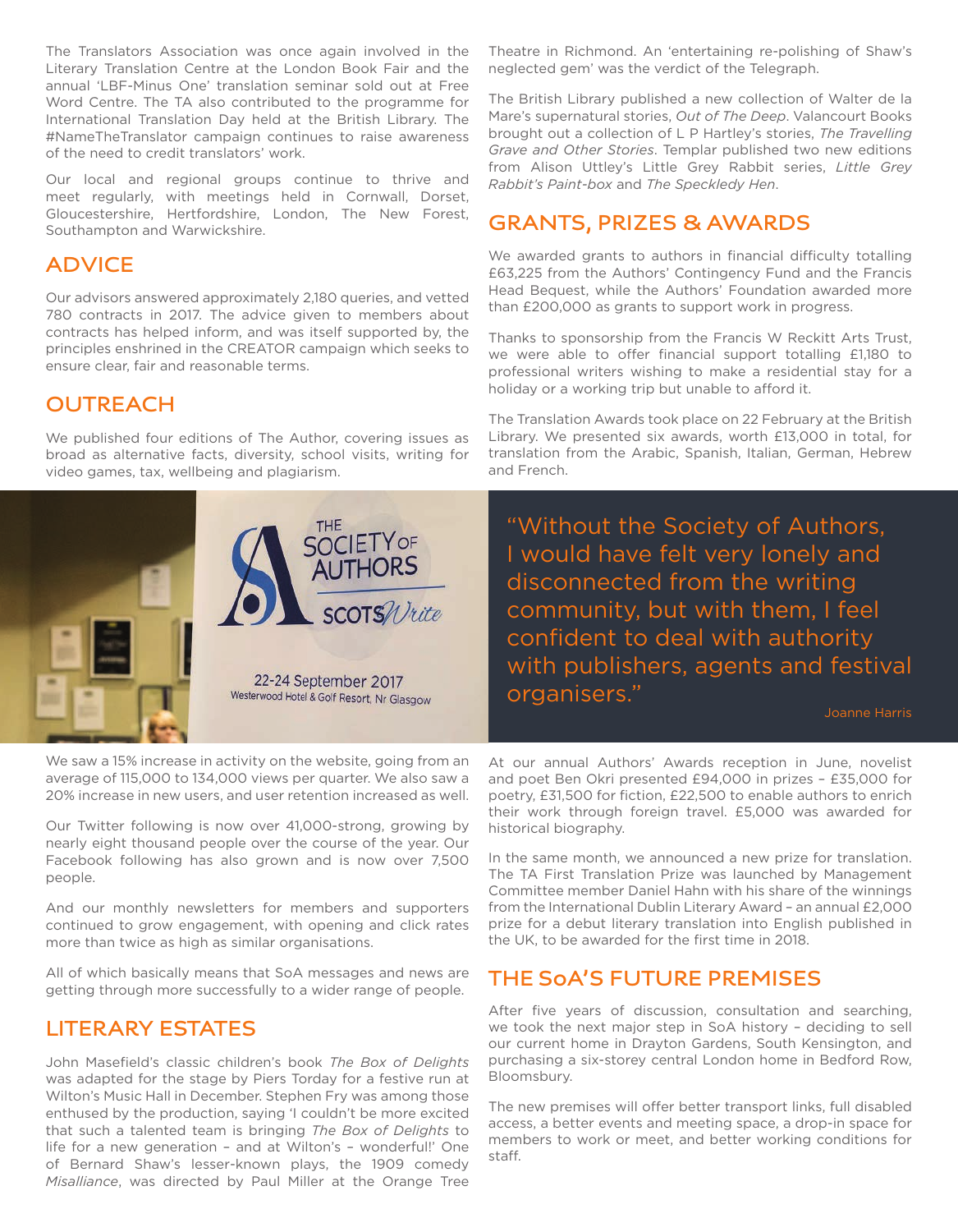The Translators Association was once again involved in the Literary Translation Centre at the London Book Fair and the annual 'LBF-Minus One' translation seminar sold out at Free Word Centre. The TA also contributed to the programme for International Translation Day held at the British Library. The #NameTheTranslator campaign continues to raise awareness of the need to credit translators' work.

Our local and regional groups continue to thrive and meet regularly, with meetings held in Cornwall, Dorset, Gloucestershire, Hertfordshire, London, The New Forest, Southampton and Warwickshire.

## ADVICE

Our advisors answered approximately 2,180 queries, and vetted 780 contracts in 2017. The advice given to members about contracts has helped inform, and was itself supported by, the principles enshrined in the CREATOR campaign which seeks to ensure clear, fair and reasonable terms.

## OUTREACH

We published four editions of The Author, covering issues as broad as alternative facts, diversity, school visits, writing for video games, tax, wellbeing and plagiarism.

We saw a 15% increase in activity on the website, going from an average of 115,000 to 134,000 views per quarter. We also saw a 20% increase in new users, and user retention increased as well.

Our Twitter following is now over 41,000-strong, growing by nearly eight thousand people over the course of the year. Our Facebook following has also grown and is now over 7,500 people.

And our monthly newsletters for members and supporters continued to grow engagement, with opening and click rates more than twice as high as similar organisations.

All of which basically means that SoA messages and news are getting through more successfully to a wider range of people.

## LITERARY ESTATES

John Masefield's classic children's book *The Box of Delights* was adapted for the stage by Piers Torday for a festive run at Wilton's Music Hall in December. Stephen Fry was among those enthused by the production, saying 'I couldn't be more excited that such a talented team is bringing *The Box of Delights* to life for a new generation – and at Wilton's – wonderful!' One of Bernard Shaw's lesser-known plays, the 1909 comedy *Misalliance*, was directed by Paul Miller at the Orange Tree Theatre in Richmond. An 'entertaining re-polishing of Shaw's neglected gem' was the verdict of the Telegraph.

The British Library published a new collection of Walter de la Mare's supernatural stories, *Out of The Deep*. Valancourt Books brought out a collection of L P Hartley's stories, *The Travelling Grave and Other Stories*. Templar published two new editions from Alison Uttley's Little Grey Rabbit series, *Little Grey Rabbit's Paint-box* and *The Speckledy Hen*.

## GRANTS, PRIZES & AWARDS

We awarded grants to authors in financial difficulty totalling £63,225 from the Authors' Contingency Fund and the Francis Head Bequest, while the Authors' Foundation awarded more than £200,000 as grants to support work in progress.

Thanks to sponsorship from the Francis W Reckitt Arts Trust, we were able to offer financial support totalling £1,180 to professional writers wishing to make a residential stay for a holiday or a working trip but unable to afford it.

The Translation Awards took place on 22 February at the British Library. We presented six awards, worth £13,000 in total, for translation from the Arabic, Spanish, Italian, German, Hebrew and French.

> "Without the Society of Authors, I would have felt very lonely and disconnected from the writing community, but with them, I feel confident to deal with authority with publishers, agents and festival organisers."
>
> Joanne Harris

At our annual Authors' Awards reception in June, novelist and poet Ben Okri presented £94,000 in prizes – £35,000 for poetry, £31,500 for fiction, £22,500 to enable authors to enrich their work through foreign travel. £5,000 was awarded for historical biography.

In the same month, we announced a new prize for translation. The TA First Translation Prize was launched by Management Committee member Daniel Hahn with his share of the winnings from the International Dublin Literary Award – an annual £2,000 prize for a debut literary translation into English published in the UK, to be awarded for the first time in 2018.

## THE SoA'S FUTURE PREMISES

After five years of discussion, consultation and searching, we took the next major step in SoA history – deciding to sell our current home in Drayton Gardens, South Kensington, and purchasing a six-storey central London home in Bedford Row, Bloomsbury.

The new premises will offer better transport links, full disabled access, a better events and meeting space, a drop-in space for members to work or meet, and better working conditions for staff.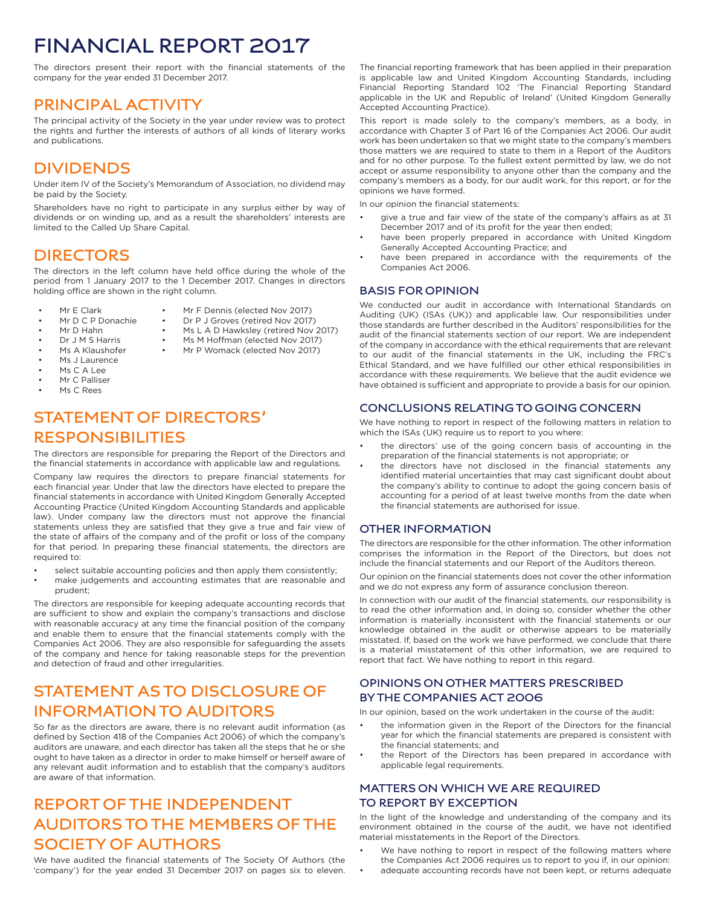# FINANCIAL REPORT 2017

The directors present their report with the financial statements of the company for the year ended 31 December 2017.

## PRINCIPAL ACTIVITY

The principal activity of the Society in the year under review was to protect the rights and further the interests of authors of all kinds of literary works and publications.

## DIVIDENDS

Under item IV of the Society's Memorandum of Association, no dividend may be paid by the Society.

Shareholders have no right to participate in any surplus either by way of dividends or on winding up, and as a result the shareholders' interests are limited to the Called Up Share Capital.

## DIRECTORS

The directors in the left column have held office during the whole of the period from 1 January 2017 to the 1 December 2017. Changes in directors holding office are shown in the right column.

- Mr E Clark
- Mr D C P Donachie
- Mr D Hahn
- Dr J M S Harris
- Ms A Klaushofer
- Ms J Laurence
- Ms C A Lee
- Mr C Palliser
- Ms C Rees

- Mr F Dennis (elected Nov 2017)
- Dr P J Groves (retired Nov 2017)
- Ms L A D Hawksley (retired Nov 2017)
- Ms M Hoffman (elected Nov 2017)
- Mr P Womack (elected Nov 2017)

## STATEMENT OF DIRECTORS' RESPONSIBILITIES

The directors are responsible for preparing the Report of the Directors and the financial statements in accordance with applicable law and regulations.

Company law requires the directors to prepare financial statements for each financial year. Under that law the directors have elected to prepare the financial statements in accordance with United Kingdom Generally Accepted Accounting Practice (United Kingdom Accounting Standards and applicable law). Under company law the directors must not approve the financial statements unless they are satisfied that they give a true and fair view of the state of affairs of the company and of the profit or loss of the company for that period. In preparing these financial statements, the directors are required to:

- select suitable accounting policies and then apply them consistently;
- make judgements and accounting estimates that are reasonable and prudent;

The directors are responsible for keeping adequate accounting records that are sufficient to show and explain the company's transactions and disclose with reasonable accuracy at any time the financial position of the company and enable them to ensure that the financial statements comply with the Companies Act 2006. They are also responsible for safeguarding the assets of the company and hence for taking reasonable steps for the prevention and detection of fraud and other irregularities.

## STATEMENT AS TO DISCLOSURE OF INFORMATION TO AUDITORS

So far as the directors are aware, there is no relevant audit information (as defined by Section 418 of the Companies Act 2006) of which the company's auditors are unaware, and each director has taken all the steps that he or she ought to have taken as a director in order to make himself or herself aware of any relevant audit information and to establish that the company's auditors are aware of that information.

## REPORT OF THE INDEPENDENT AUDITORS TO THE MEMBERS OF THE SOCIETY OF AUTHORS

We have audited the financial statements of The Society Of Authors (the 'company') for the year ended 31 December 2017 on pages six to eleven. The financial reporting framework that has been applied in their preparation is applicable law and United Kingdom Accounting Standards, including Financial Reporting Standard 102 'The Financial Reporting Standard applicable in the UK and Republic of Ireland' (United Kingdom Generally Accepted Accounting Practice).

This report is made solely to the company's members, as a body, in accordance with Chapter 3 of Part 16 of the Companies Act 2006. Our audit work has been undertaken so that we might state to the company's members those matters we are required to state to them in a Report of the Auditors and for no other purpose. To the fullest extent permitted by law, we do not accept or assume responsibility to anyone other than the company and the company's members as a body, for our audit work, for this report, or for the opinions we have formed.

In our opinion the financial statements:

- give a true and fair view of the state of the company's affairs as at 31 December 2017 and of its profit for the year then ended;
- have been properly prepared in accordance with United Kingdom Generally Accepted Accounting Practice; and
- have been prepared in accordance with the requirements of the Companies Act 2006.

### BASIS FOR OPINION

We conducted our audit in accordance with International Standards on Auditing (UK) (ISAs (UK)) and applicable law. Our responsibilities under those standards are further described in the Auditors' responsibilities for the audit of the financial statements section of our report. We are independent of the company in accordance with the ethical requirements that are relevant to our audit of the financial statements in the UK, including the FRC's Ethical Standard, and we have fulfilled our other ethical responsibilities in accordance with these requirements. We believe that the audit evidence we have obtained is sufficient and appropriate to provide a basis for our opinion.

### CONCLUSIONS RELATING TO GOING CONCERN

We have nothing to report in respect of the following matters in relation to which the ISAs (UK) require us to report to you where:

- the directors' use of the going concern basis of accounting in the preparation of the financial statements is not appropriate; or
- the directors have not disclosed in the financial statements any identified material uncertainties that may cast significant doubt about the company's ability to continue to adopt the going concern basis of accounting for a period of at least twelve months from the date when the financial statements are authorised for issue.

### OTHER INFORMATION

The directors are responsible for the other information. The other information comprises the information in the Report of the Directors, but does not include the financial statements and our Report of the Auditors thereon.

Our opinion on the financial statements does not cover the other information and we do not express any form of assurance conclusion thereon.

In connection with our audit of the financial statements, our responsibility is to read the other information and, in doing so, consider whether the other information is materially inconsistent with the financial statements or our knowledge obtained in the audit or otherwise appears to be materially misstated. If, based on the work we have performed, we conclude that there is a material misstatement of this other information, we are required to report that fact. We have nothing to report in this regard.

### OPINIONS ON OTHER MATTERS PRESCRIBED BY THE COMPANIES ACT 2006

In our opinion, based on the work undertaken in the course of the audit:

- the information given in the Report of the Directors for the financial year for which the financial statements are prepared is consistent with the financial statements; and
- the Report of the Directors has been prepared in accordance with applicable legal requirements.

### MATTERS ON WHICH WE ARE REQUIRED TO REPORT BY EXCEPTION

In the light of the knowledge and understanding of the company and its environment obtained in the course of the audit, we have not identified material misstatements in the Report of the Directors.

- We have nothing to report in respect of the following matters where the Companies Act 2006 requires us to report to you if, in our opinion:
- adequate accounting records have not been kept, or returns adequate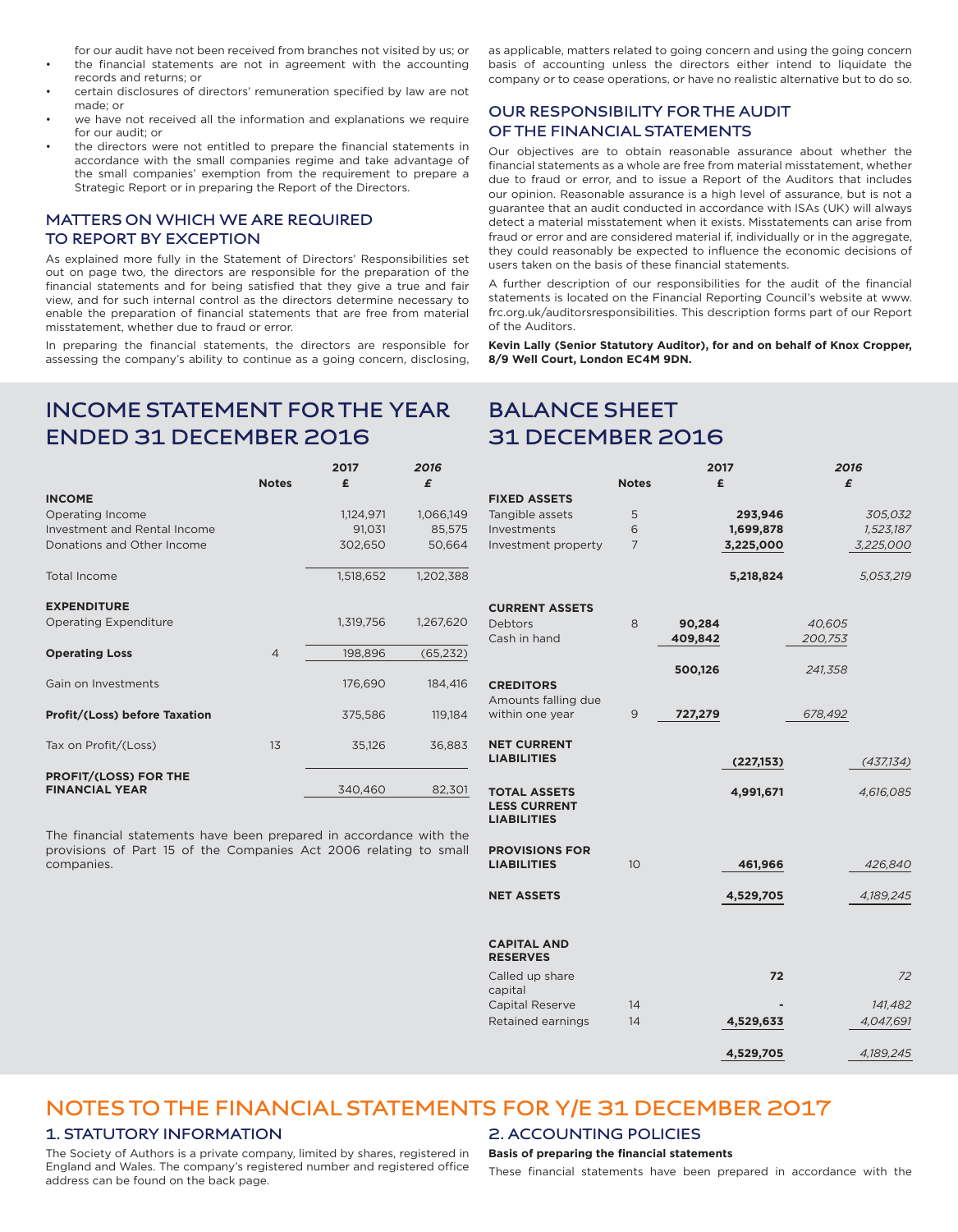for our audit have not been received from branches not visited by us; or

- the financial statements are not in agreement with the accounting records and returns; or
- certain disclosures of directors' remuneration specified by law are not made; or
- we have not received all the information and explanations we require for our audit; or
- the directors were not entitled to prepare the financial statements in accordance with the small companies regime and take advantage of the small companies' exemption from the requirement to prepare a Strategic Report or in preparing the Report of the Directors.

## MATTERS ON WHICH WE ARE REQUIRED TO REPORT BY EXCEPTION

As explained more fully in the Statement of Directors' Responsibilities set out on page two, the directors are responsible for the preparation of the financial statements and for being satisfied that they give a true and fair view, and for such internal control as the directors determine necessary to enable the preparation of financial statements that are free from material misstatement, whether due to fraud or error.

In preparing the financial statements, the directors are responsible for assessing the company's ability to continue as a going concern, disclosing, as applicable, matters related to going concern and using the going concern basis of accounting unless the directors either intend to liquidate the company or to cease operations, or have no realistic alternative but to do so.

## OUR RESPONSIBILITY FOR THE AUDIT OF THE FINANCIAL STATEMENTS

Our objectives are to obtain reasonable assurance about whether the financial statements as a whole are free from material misstatement, whether due to fraud or error, and to issue a Report of the Auditors that includes our opinion. Reasonable assurance is a high level of assurance, but is not a guarantee that an audit conducted in accordance with ISAs (UK) will always detect a material misstatement when it exists. Misstatements can arise from fraud or error and are considered material if, individually or in the aggregate, they could reasonably be expected to influence the economic decisions of users taken on the basis of these financial statements.

A further description of our responsibilities for the audit of the financial statements is located on the Financial Reporting Council's website at www.frc.org.uk/auditorsresponsibilities. This description forms part of our Report of the Auditors.

**Kevin Lally (Senior Statutory Auditor), for and on behalf of Knox Cropper, 8/9 Well Court, London EC4M 9DN.**

# INCOME STATEMENT FOR THE YEAR ENDED 31 DECEMBER 2016

| | Notes | 2017 £ | *2016 £* |
|---|---|---|---|
| **INCOME** | | | |
| Operating Income | | 1,124,971 | 1,066,149 |
| Investment and Rental Income | | 91,031 | 85,575 |
| Donations and Other Income | | 302,650 | 50,664 |
| Total Income | | 1,518,652 | 1,202,388 |
| **EXPENDITURE** | | | |
| Operating Expenditure | | 1,319,756 | 1,267,620 |
| **Operating Loss** | 4 | 198,896 | (65,232) |
| Gain on Investments | | 176,690 | 184,416 |
| **Profit/(Loss) before Taxation** | | 375,586 | 119,184 |
| Tax on Profit/(Loss) | 13 | 35,126 | 36,883 |
| **PROFIT/(LOSS) FOR THE FINANCIAL YEAR** | | 340,460 | 82,301 |

The financial statements have been prepared in accordance with the provisions of Part 15 of the Companies Act 2006 relating to small companies.

# BALANCE SHEET 31 DECEMBER 2016

| | Notes | 2017 £ | | *2016 £* | |
|---|---|---|---|---|---|
| **FIXED ASSETS** | | | | | |
| Tangible assets | 5 | | **293,946** | | *305,032* |
| Investments | 6 | | **1,699,878** | | *1,523,187* |
| Investment property | 7 | | **3,225,000** | | *3,225,000* |
| | | | **5,218,824** | | *5,053,219* |
| **CURRENT ASSETS** | | | | | |
| Debtors | 8 | **90,284** | | *40,605* | |
| Cash in hand | | **409,842** | | *200,753* | |
| | | **500,126** | | *241,358* | |
| **CREDITORS** Amounts falling due within one year | 9 | **727,279** | | *678,492* | |
| **NET CURRENT LIABILITIES** | | | **(227,153)** | | *(437,134)* |
| **TOTAL ASSETS LESS CURRENT LIABILITIES** | | | **4,991,671** | | *4,616,085* |
| **PROVISIONS FOR LIABILITIES** | 10 | | **461,966** | | *426,840* |
| **NET ASSETS** | | | **4,529,705** | | *4,189,245* |
| **CAPITAL AND RESERVES** | | | | | |
| Called up share capital | | | **72** | | *72* |
| Capital Reserve | 14 | | **-** | | *141,482* |
| Retained earnings | 14 | | **4,529,633** | | *4,047,691* |
| | | | **4,529,705** | | *4,189,245* |

# NOTES TO THE FINANCIAL STATEMENTS FOR Y/E 31 DECEMBER 2017

## 1. STATUTORY INFORMATION

The Society of Authors is a private company, limited by shares, registered in England and Wales. The company's registered number and registered office address can be found on the back page.

## 2. ACCOUNTING POLICIES

**Basis of preparing the financial statements**

These financial statements have been prepared in accordance with the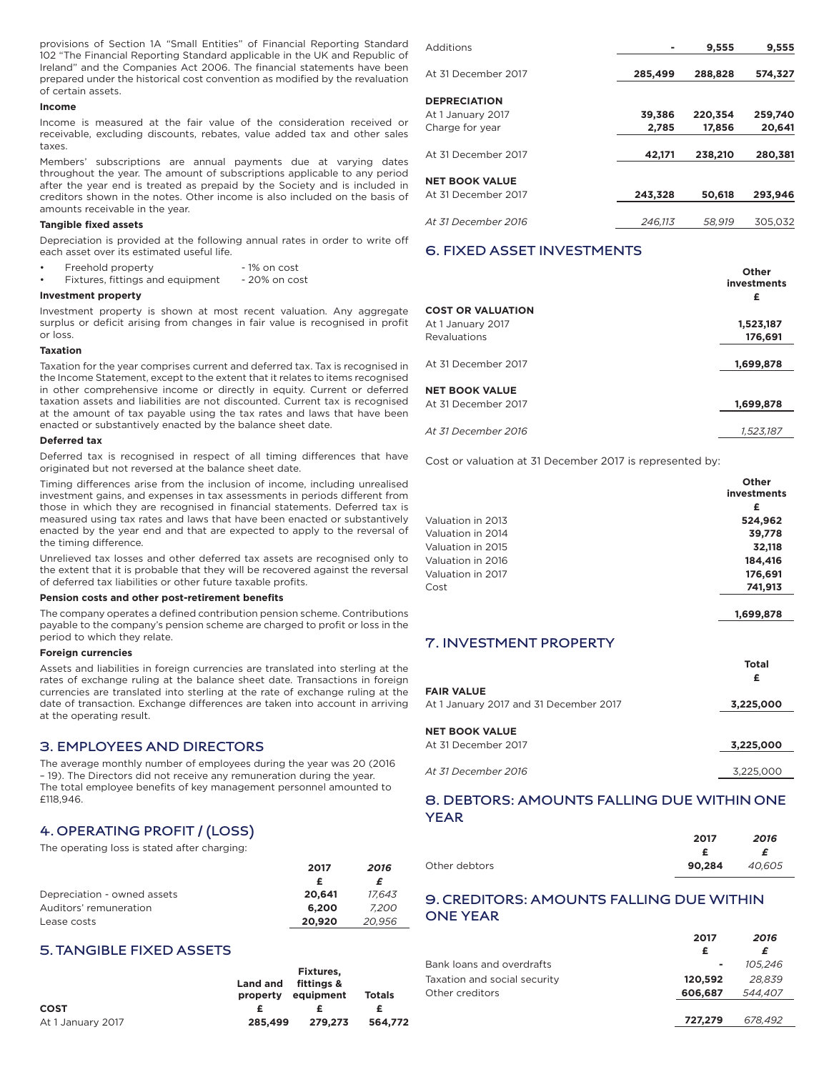provisions of Section 1A "Small Entities" of Financial Reporting Standard 102 "The Financial Reporting Standard applicable in the UK and Republic of Ireland" and the Companies Act 2006. The financial statements have been prepared under the historical cost convention as modified by the revaluation of certain assets.

**Income**

Income is measured at the fair value of the consideration received or receivable, excluding discounts, rebates, value added tax and other sales taxes.

Members' subscriptions are annual payments due at varying dates throughout the year. The amount of subscriptions applicable to any period after the year end is treated as prepaid by the Society and is included in creditors shown in the notes. Other income is also included on the basis of amounts receivable in the year.

**Tangible fixed assets**

Depreciation is provided at the following annual rates in order to write off each asset over its estimated useful life.

- Freehold property - 1% on cost
- Fixtures, fittings and equipment - 20% on cost

**Investment property**

Investment property is shown at most recent valuation. Any aggregate surplus or deficit arising from changes in fair value is recognised in profit or loss.

**Taxation**

Taxation for the year comprises current and deferred tax. Tax is recognised in the Income Statement, except to the extent that it relates to items recognised in other comprehensive income or directly in equity. Current or deferred taxation assets and liabilities are not discounted. Current tax is recognised at the amount of tax payable using the tax rates and laws that have been enacted or substantively enacted by the balance sheet date.

**Deferred tax**

Deferred tax is recognised in respect of all timing differences that have originated but not reversed at the balance sheet date.

Timing differences arise from the inclusion of income, including unrealised investment gains, and expenses in tax assessments in periods different from those in which they are recognised in financial statements. Deferred tax is measured using tax rates and laws that have been enacted or substantively enacted by the year end and that are expected to apply to the reversal of the timing difference.

Unrelieved tax losses and other deferred tax assets are recognised only to the extent that it is probable that they will be recovered against the reversal of deferred tax liabilities or other future taxable profits.

**Pension costs and other post-retirement benefits**

The company operates a defined contribution pension scheme. Contributions payable to the company's pension scheme are charged to profit or loss in the period to which they relate.

**Foreign currencies**

Assets and liabilities in foreign currencies are translated into sterling at the rates of exchange ruling at the balance sheet date. Transactions in foreign currencies are translated into sterling at the rate of exchange ruling at the date of transaction. Exchange differences are taken into account in arriving at the operating result.

## 3. EMPLOYEES AND DIRECTORS

The average monthly number of employees during the year was 20 (2016 – 19). The Directors did not receive any remuneration during the year. The total employee benefits of key management personnel amounted to £118,946.

## 4. OPERATING PROFIT / (LOSS)

The operating loss is stated after charging:

| | 2017 | *2016* |
|---|---|---|
| | £ | *£* |
| Depreciation - owned assets | 20,641 | *17,643* |
| Auditors' remuneration | 6,200 | *7,200* |
| Lease costs | 20,920 | *20,956* |

## 5. TANGIBLE FIXED ASSETS

| | Land and property | Fixtures, fittings & equipment | Totals |
|---|---|---|---|
| **COST** | £ | £ | £ |
| At 1 January 2017 | 285,499 | 279,273 | 564,772 |
| Additions | - | 9,555 | 9,555 |
| At 31 December 2017 | 285,499 | 288,828 | 574,327 |
| **DEPRECIATION** | | | |
| At 1 January 2017 | 39,386 | 220,354 | 259,740 |
| Charge for year | 2,785 | 17,856 | 20,641 |
| At 31 December 2017 | 42,171 | 238,210 | 280,381 |
| **NET BOOK VALUE** | | | |
| At 31 December 2017 | 243,328 | 50,618 | 293,946 |
| *At 31 December 2016* | *246,113* | *58,919* | 305,032 |

## 6. FIXED ASSET INVESTMENTS

| | Other investments £ |
|---|---|
| **COST OR VALUATION** | |
| At 1 January 2017 | 1,523,187 |
| Revaluations | 176,691 |
| At 31 December 2017 | 1,699,878 |
| **NET BOOK VALUE** | |
| At 31 December 2017 | 1,699,878 |
| *At 31 December 2016* | *1,523,187* |

Cost or valuation at 31 December 2017 is represented by:

| | Other investments £ |
|---|---|
| Valuation in 2013 | 524,962 |
| Valuation in 2014 | 39,778 |
| Valuation in 2015 | 32,118 |
| Valuation in 2016 | 184,416 |
| Valuation in 2017 | 176,691 |
| Cost | 741,913 |
| | 1,699,878 |

## 7. INVESTMENT PROPERTY

| | Total £ |
|---|---|
| **FAIR VALUE** | |
| At 1 January 2017 and 31 December 2017 | 3,225,000 |
| **NET BOOK VALUE** | |
| At 31 December 2017 | 3,225,000 |
| *At 31 December 2016* | 3,225,000 |

## 8. DEBTORS: AMOUNTS FALLING DUE WITHIN ONE YEAR

| | 2017 | *2016* |
|---|---|---|
| | £ | *£* |
| Other debtors | 90,284 | *40,605* |

## 9. CREDITORS: AMOUNTS FALLING DUE WITHIN ONE YEAR

| | 2017 | *2016* |
|---|---|---|
| | £ | *£* |
| Bank loans and overdrafts | - | *105,246* |
| Taxation and social security | 120,592 | *28,839* |
| Other creditors | 606,687 | *544,407* |
| | 727,279 | *678,492* |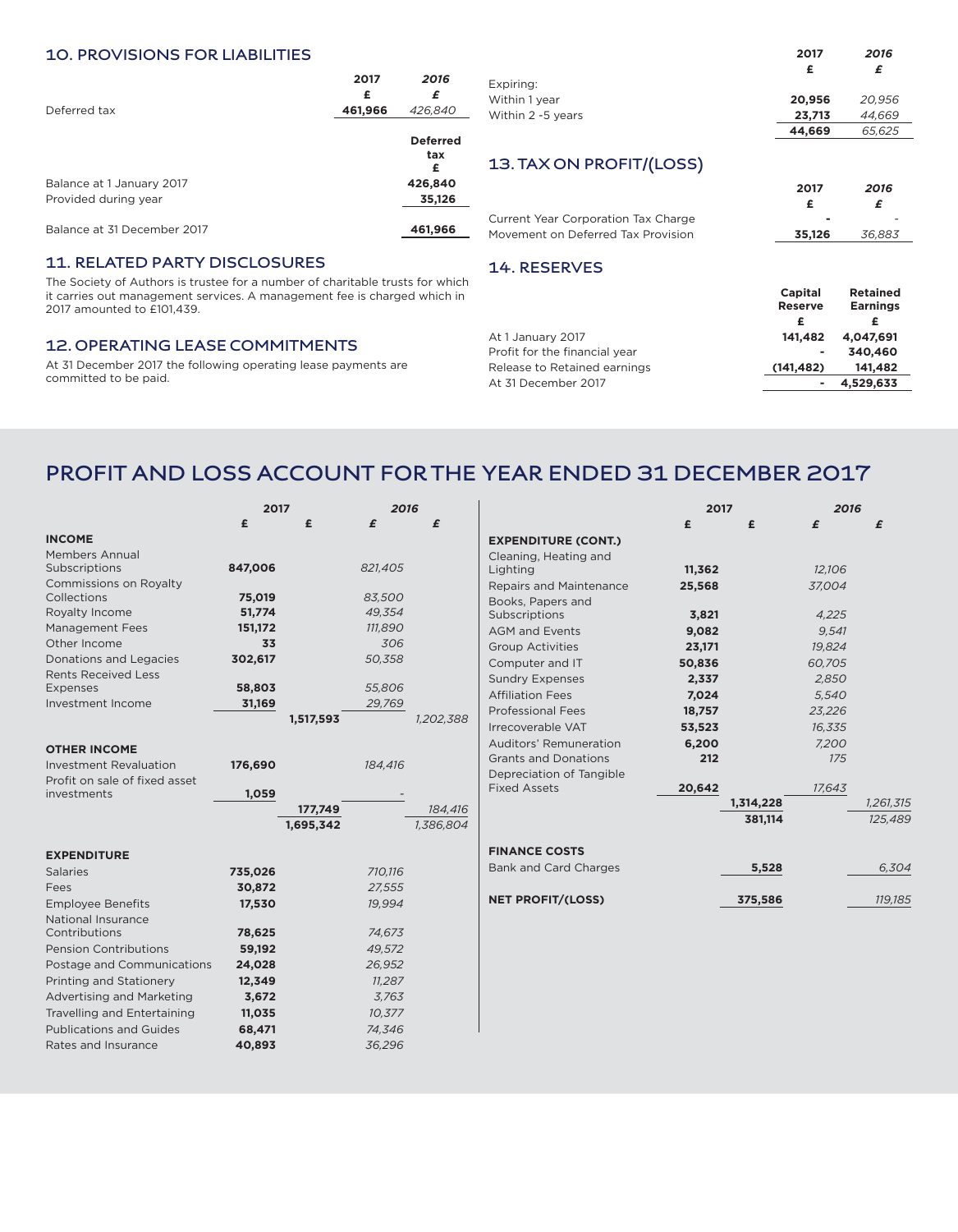## 10. PROVISIONS FOR LIABILITIES

| | 2017 | 2016 |
|---|---|---|
| | £ | £ |
| Deferred tax | 461,966 | 426,840 |

| | Deferred tax |
|---|---|
| | £ |
| Balance at 1 January 2017 | 426,840 |
| Provided during year | 35,126 |
| Balance at 31 December 2017 | 461,966 |

## 11. RELATED PARTY DISCLOSURES

The Society of Authors is trustee for a number of charitable trusts for which it carries out management services. A management fee is charged which in 2017 amounted to £101,439.

## 12. OPERATING LEASE COMMITMENTS

At 31 December 2017 the following operating lease payments are committed to be paid.

| | 2017 | 2016 |
|---|---|---|
| | £ | £ |
| Expiring: | | |
| Within 1 year | 20,956 | 20,956 |
| Within 2 -5 years | 23,713 | 44,669 |
| | 44,669 | 65,625 |

## 13. TAX ON PROFIT/(LOSS)

| | 2017 | 2016 |
|---|---|---|
| | £ | £ |
| Current Year Corporation Tax Charge | - | - |
| Movement on Deferred Tax Provision | 35,126 | 36,883 |

## 14. RESERVES

| | Capital Reserve | Retained Earnings |
|---|---|---|
| | £ | £ |
| At 1 January 2017 | 141,482 | 4,047,691 |
| Profit for the financial year | - | 340,460 |
| Release to Retained earnings | (141,482) | 141,482 |
| At 31 December 2017 | - | 4,529,633 |

# PROFIT AND LOSS ACCOUNT FOR THE YEAR ENDED 31 DECEMBER 2017

| | 2017 | | 2016 | |
|---|---|---|---|---|
| | £ | £ | £ | £ |
| **INCOME** | | | | |
| Members Annual Subscriptions | 847,006 | | 821,405 | |
| Commissions on Royalty Collections | 75,019 | | 83,500 | |
| Royalty Income | 51,774 | | 49,354 | |
| Management Fees | 151,172 | | 111,890 | |
| Other Income | 33 | | 306 | |
| Donations and Legacies | 302,617 | | 50,358 | |
| Rents Received Less Expenses | 58,803 | | 55,806 | |
| Investment Income | 31,169 | | 29,769 | |
| | | 1,517,593 | | 1,202,388 |
| **OTHER INCOME** | | | | |
| Investment Revaluation | 176,690 | | 184,416 | |
| Profit on sale of fixed asset investments | 1,059 | | - | |
| | | 177,749 | | 184,416 |
| | | 1,695,342 | | 1,386,804 |
| **EXPENDITURE** | | | | |
| Salaries | 735,026 | | 710,116 | |
| Fees | 30,872 | | 27,555 | |
| Employee Benefits | 17,530 | | 19,994 | |
| National Insurance Contributions | 78,625 | | 74,673 | |
| Pension Contributions | 59,192 | | 49,572 | |
| Postage and Communications | 24,028 | | 26,952 | |
| Printing and Stationery | 12,349 | | 11,287 | |
| Advertising and Marketing | 3,672 | | 3,763 | |
| Travelling and Entertaining | 11,035 | | 10,377 | |
| Publications and Guides | 68,471 | | 74,346 | |
| Rates and Insurance | 40,893 | | 36,296 | |
| **EXPENDITURE (CONT.)** | | | | |
| Cleaning, Heating and Lighting | 11,362 | | 12,106 | |
| Repairs and Maintenance | 25,568 | | 37,004 | |
| Books, Papers and Subscriptions | 3,821 | | 4,225 | |
| AGM and Events | 9,082 | | 9,541 | |
| Group Activities | 23,171 | | 19,824 | |
| Computer and IT | 50,836 | | 60,705 | |
| Sundry Expenses | 2,337 | | 2,850 | |
| Affiliation Fees | 7,024 | | 5,540 | |
| Professional Fees | 18,757 | | 23,226 | |
| Irrecoverable VAT | 53,523 | | 16,335 | |
| Auditors' Remuneration | 6,200 | | 7,200 | |
| Grants and Donations | 212 | | 175 | |
| Depreciation of Tangible Fixed Assets | 20,642 | | 17,643 | |
| | | 1,314,228 | | 1,261,315 |
| | | 381,114 | | 125,489 |
| **FINANCE COSTS** | | | | |
| Bank and Card Charges | | 5,528 | | 6,304 |
| **NET PROFIT/(LOSS)** | | 375,586 | | 119,185 |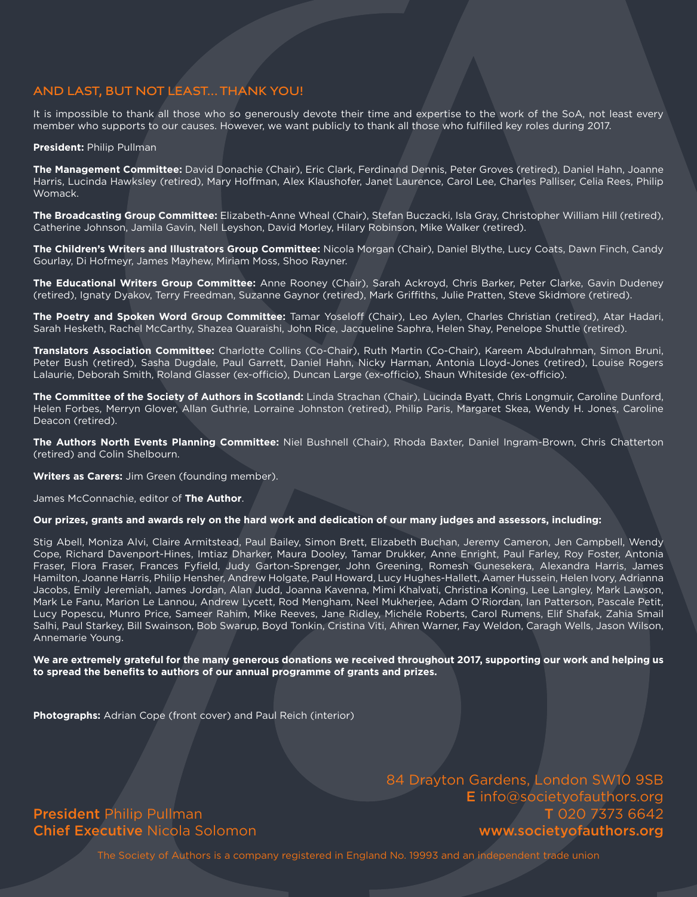## AND LAST, BUT NOT LEAST... THANK YOU!

It is impossible to thank all those who so generously devote their time and expertise to the work of the SoA, not least every member who supports to our causes. However, we want publicly to thank all those who fulfilled key roles during 2017.

**President:** Philip Pullman

**The Management Committee:** David Donachie (Chair), Eric Clark, Ferdinand Dennis, Peter Groves (retired), Daniel Hahn, Joanne Harris, Lucinda Hawksley (retired), Mary Hoffman, Alex Klaushofer, Janet Laurence, Carol Lee, Charles Palliser, Celia Rees, Philip Womack.

**The Broadcasting Group Committee:** Elizabeth-Anne Wheal (Chair), Stefan Buczacki, Isla Gray, Christopher William Hill (retired), Catherine Johnson, Jamila Gavin, Nell Leyshon, David Morley, Hilary Robinson, Mike Walker (retired).

**The Children's Writers and Illustrators Group Committee:** Nicola Morgan (Chair), Daniel Blythe, Lucy Coats, Dawn Finch, Candy Gourlay, Di Hofmeyr, James Mayhew, Miriam Moss, Shoo Rayner.

**The Educational Writers Group Committee:** Anne Rooney (Chair), Sarah Ackroyd, Chris Barker, Peter Clarke, Gavin Dudeney (retired), Ignaty Dyakov, Terry Freedman, Suzanne Gaynor (retired), Mark Griffiths, Julie Pratten, Steve Skidmore (retired).

**The Poetry and Spoken Word Group Committee:** Tamar Yoseloff (Chair), Leo Aylen, Charles Christian (retired), Atar Hadari, Sarah Hesketh, Rachel McCarthy, Shazea Quaraishi, John Rice, Jacqueline Saphra, Helen Shay, Penelope Shuttle (retired).

**Translators Association Committee:** Charlotte Collins (Co-Chair), Ruth Martin (Co-Chair), Kareem Abdulrahman, Simon Bruni, Peter Bush (retired), Sasha Dugdale, Paul Garrett, Daniel Hahn, Nicky Harman, Antonia Lloyd-Jones (retired), Louise Rogers Lalaurie, Deborah Smith, Roland Glasser (ex-officio), Duncan Large (ex-officio), Shaun Whiteside (ex-officio).

**The Committee of the Society of Authors in Scotland:** Linda Strachan (Chair), Lucinda Byatt, Chris Longmuir, Caroline Dunford, Helen Forbes, Merryn Glover, Allan Guthrie, Lorraine Johnston (retired), Philip Paris, Margaret Skea, Wendy H. Jones, Caroline Deacon (retired).

**The Authors North Events Planning Committee:** Niel Bushnell (Chair), Rhoda Baxter, Daniel Ingram-Brown, Chris Chatterton (retired) and Colin Shelbourn.

**Writers as Carers:** Jim Green (founding member).

James McConnachie, editor of **The Author**.

**Our prizes, grants and awards rely on the hard work and dedication of our many judges and assessors, including:**

Stig Abell, Moniza Alvi, Claire Armitstead, Paul Bailey, Simon Brett, Elizabeth Buchan, Jeremy Cameron, Jen Campbell, Wendy Cope, Richard Davenport-Hines, Imtiaz Dharker, Maura Dooley, Tamar Drukker, Anne Enright, Paul Farley, Roy Foster, Antonia Fraser, Flora Fraser, Frances Fyfield, Judy Garton-Sprenger, John Greening, Romesh Gunesekera, Alexandra Harris, James Hamilton, Joanne Harris, Philip Hensher, Andrew Holgate, Paul Howard, Lucy Hughes-Hallett, Aamer Hussein, Helen Ivory, Adrianna Jacobs, Emily Jeremiah, James Jordan, Alan Judd, Joanna Kavenna, Mimi Khalvati, Christina Koning, Lee Langley, Mark Lawson, Mark Le Fanu, Marion Le Lannou, Andrew Lycett, Rod Mengham, Neel Mukherjee, Adam O'Riordan, Ian Patterson, Pascale Petit, Lucy Popescu, Munro Price, Sameer Rahim, Mike Reeves, Jane Ridley, Michèle Roberts, Carol Rumens, Elif Shafak, Zahia Smail Salhi, Paul Starkey, Bill Swainson, Bob Swarup, Boyd Tonkin, Cristina Viti, Ahren Warner, Fay Weldon, Caragh Wells, Jason Wilson, Annemarie Young.

**We are extremely grateful for the many generous donations we received throughout 2017, supporting our work and helping us to spread the benefits to authors of our annual programme of grants and prizes.**

**Photographs:** Adrian Cope (front cover) and Paul Reich (interior)

**President** Philip Pullman
**Chief Executive** Nicola Solomon

84 Drayton Gardens, London SW10 9SB
**E** info@societyofauthors.org
**T** 020 7373 6642
**www.societyofauthors.org**

The Society of Authors is a company registered in England No. 19993 and an independent trade union